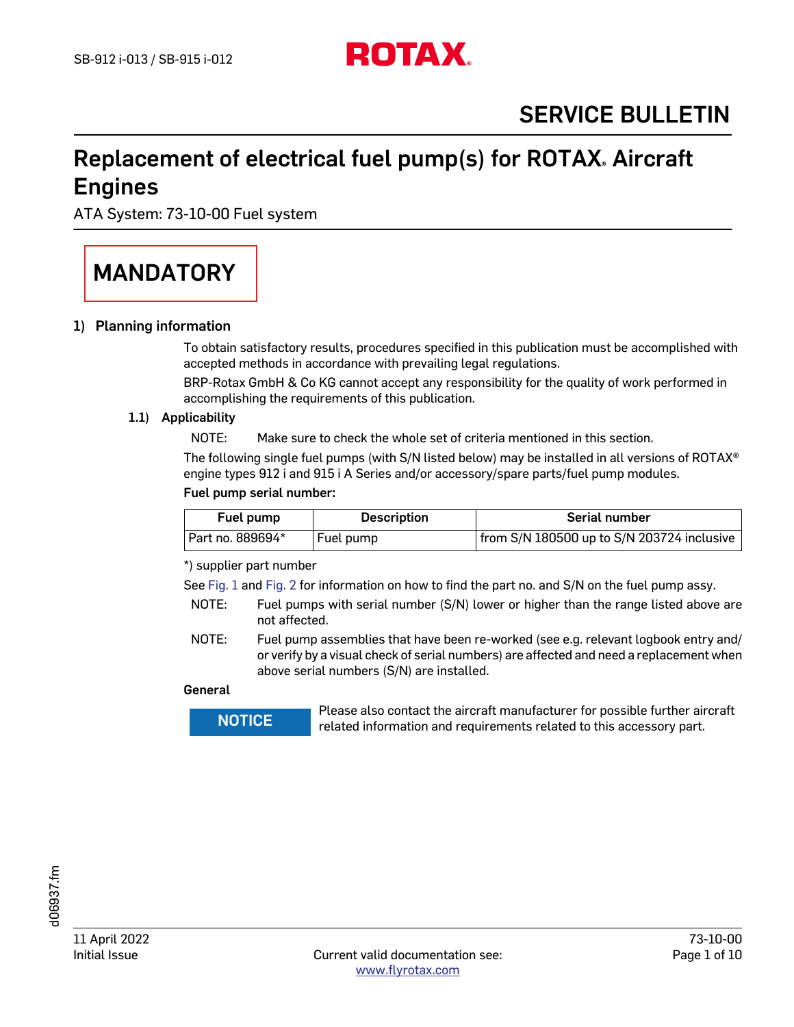# SERVICE BULLETIN

# Replacement of electrical fuel pump(s) for ROTAX® Aircraft Engines

ATA System: 73-10-00 Fuel system

**MANDATORY**

## 1) Planning information

To obtain satisfactory results, procedures specified in this publication must be accomplished with accepted methods in accordance with prevailing legal regulations.

BRP-Rotax GmbH & Co KG cannot accept any responsibility for the quality of work performed in accomplishing the requirements of this publication.

### 1.1) Applicability

NOTE: Make sure to check the whole set of criteria mentioned in this section.

The following single fuel pumps (with S/N listed below) may be installed in all versions of ROTAX® engine types 912 i and 915 i A Series and/or accessory/spare parts/fuel pump modules.

**Fuel pump serial number:**

| Fuel pump | Description | Serial number |
|---|---|---|
| Part no. 889694* | Fuel pump | from S/N 180500 up to S/N 203724 inclusive |

*) supplier part number

See Fig. 1 and Fig. 2 for information on how to find the part no. and S/N on the fuel pump assy.

NOTE: Fuel pumps with serial number (S/N) lower or higher than the range listed above are not affected.

NOTE: Fuel pump assemblies that have been re-worked (see e.g. relevant logbook entry and/or verify by a visual check of serial numbers) are affected and need a replacement when above serial numbers (S/N) are installed.

**General**

**NOTICE** Please also contact the aircraft manufacturer for possible further aircraft related information and requirements related to this accessory part.

11 April 2022
Initial Issue

73-10-00

Current valid documentation see: www.flyrotax.com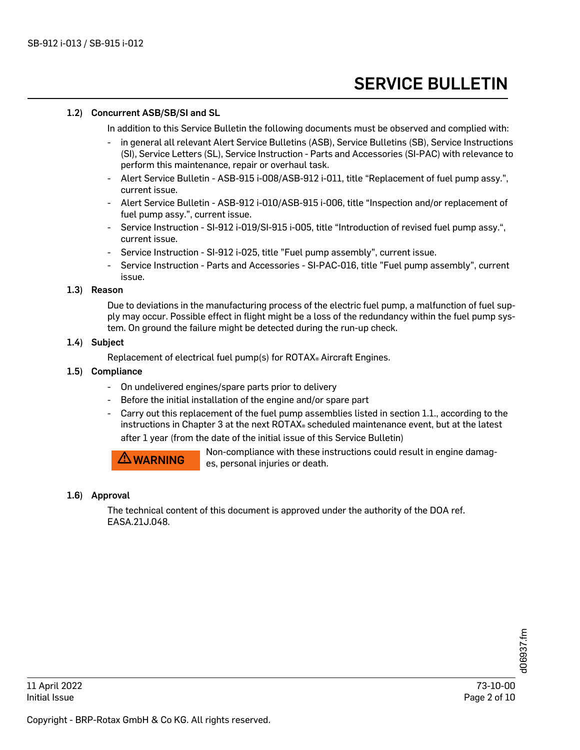### 1.2) Concurrent ASB/SB/SI and SL

In addition to this Service Bulletin the following documents must be observed and complied with:

- in general all relevant Alert Service Bulletins (ASB), Service Bulletins (SB), Service Instructions (SI), Service Letters (SL), Service Instruction - Parts and Accessories (SI-PAC) with relevance to perform this maintenance, repair or overhaul task.
- Alert Service Bulletin - ASB-915 i-008/ASB-912 i-011, title "Replacement of fuel pump assy.", current issue.
- Alert Service Bulletin - ASB-912 i-010/ASB-915 i-006, title "Inspection and/or replacement of fuel pump assy.", current issue.
- Service Instruction - SI-912 i-019/SI-915 i-005, title "Introduction of revised fuel pump assy.", current issue.
- Service Instruction - SI-912 i-025, title "Fuel pump assembly", current issue.
- Service Instruction - Parts and Accessories - SI-PAC-016, title "Fuel pump assembly", current issue.

### 1.3) Reason

Due to deviations in the manufacturing process of the electric fuel pump, a malfunction of fuel supply may occur. Possible effect in flight might be a loss of the redundancy within the fuel pump system. On ground the failure might be detected during the run-up check.

### 1.4) Subject

Replacement of electrical fuel pump(s) for ROTAX® Aircraft Engines.

### 1.5) Compliance

- On undelivered engines/spare parts prior to delivery
- Before the initial installation of the engine and/or spare part
- Carry out this replacement of the fuel pump assemblies listed in section 1.1., according to the instructions in Chapter 3 at the next ROTAX® scheduled maintenance event, but at the latest after 1 year (from the date of the initial issue of this Service Bulletin)

**⚠ WARNING** Non-compliance with these instructions could result in engine damages, personal injuries or death.

### 1.6) Approval

The technical content of this document is approved under the authority of the DOA ref. EASA.21J.048.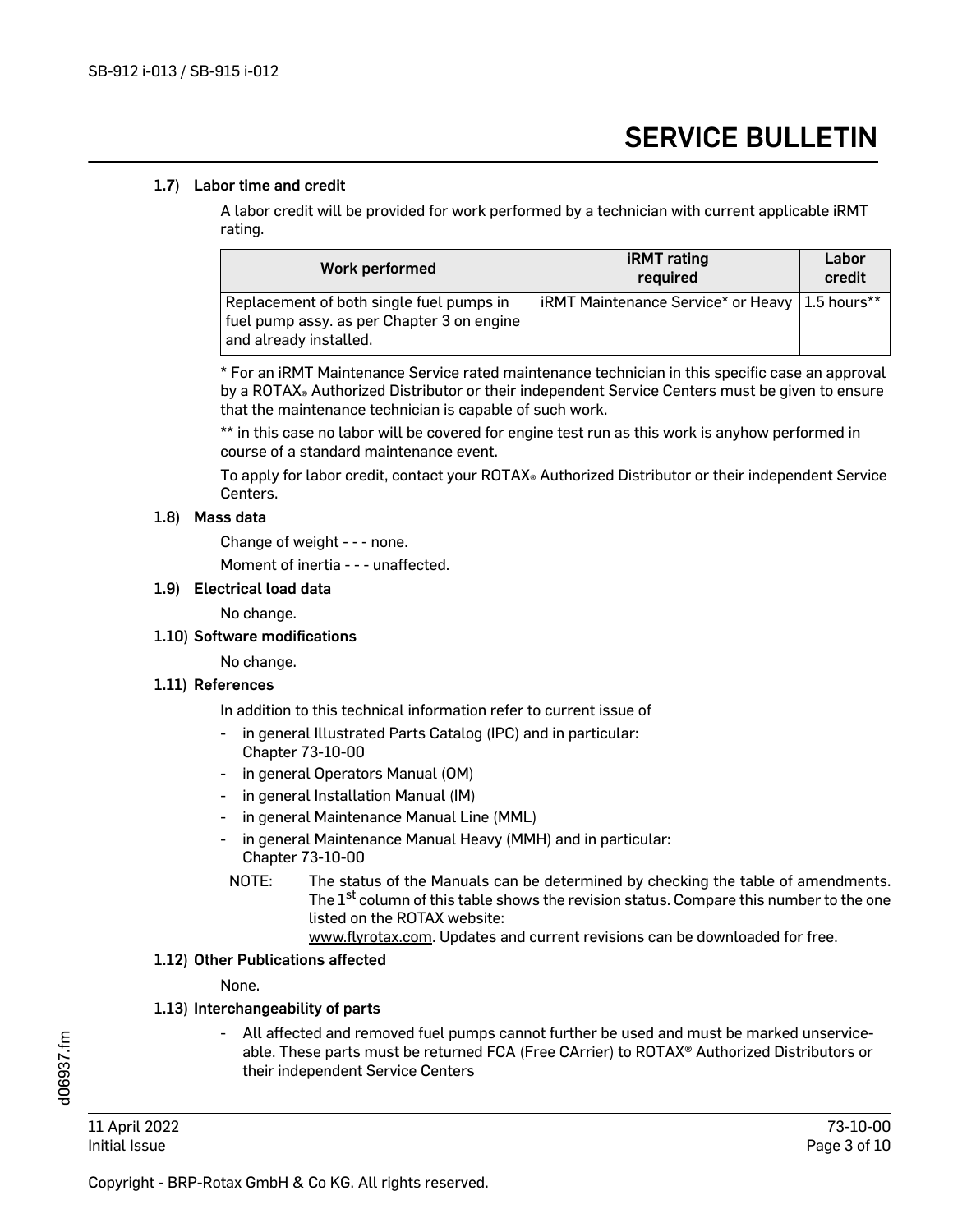### 1.7) Labor time and credit

A labor credit will be provided for work performed by a technician with current applicable iRMT rating.

| Work performed | iRMT rating required | Labor credit |
|---|---|---|
| Replacement of both single fuel pumps in fuel pump assy. as per Chapter 3 on engine and already installed. | iRMT Maintenance Service* or Heavy | 1.5 hours** |

* For an iRMT Maintenance Service rated maintenance technician in this specific case an approval by a ROTAX® Authorized Distributor or their independent Service Centers must be given to ensure that the maintenance technician is capable of such work.

** in this case no labor will be covered for engine test run as this work is anyhow performed in course of a standard maintenance event.

To apply for labor credit, contact your ROTAX® Authorized Distributor or their independent Service Centers.

### 1.8) Mass data

Change of weight - - - none.

Moment of inertia - - - unaffected.

### 1.9) Electrical load data

No change.

### 1.10) Software modifications

No change.

### 1.11) References

In addition to this technical information refer to current issue of

- in general Illustrated Parts Catalog (IPC) and in particular: Chapter 73-10-00
- in general Operators Manual (OM)
- in general Installation Manual (IM)
- in general Maintenance Manual Line (MML)
- in general Maintenance Manual Heavy (MMH) and in particular: Chapter 73-10-00

NOTE: The status of the Manuals can be determined by checking the table of amendments. The 1st column of this table shows the revision status. Compare this number to the one listed on the ROTAX website: www.flyrotax.com. Updates and current revisions can be downloaded for free.

### 1.12) Other Publications affected

None.

### 1.13) Interchangeability of parts

- All affected and removed fuel pumps cannot further be used and must be marked unserviceable. These parts must be returned FCA (Free CArrier) to ROTAX® Authorized Distributors or their independent Service Centers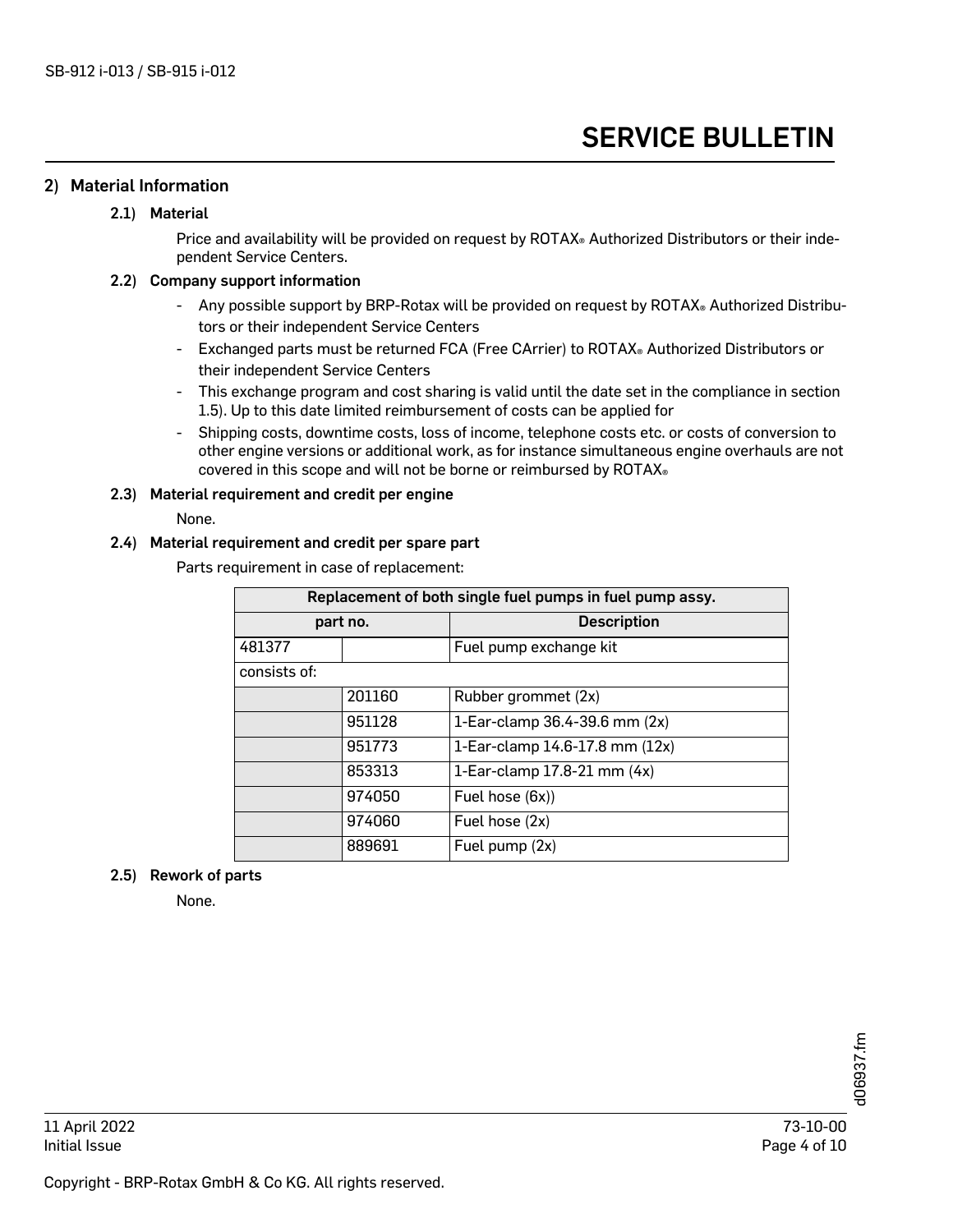## 2) Material Information

### 2.1) Material

Price and availability will be provided on request by ROTAX® Authorized Distributors or their independent Service Centers.

### 2.2) Company support information

- Any possible support by BRP-Rotax will be provided on request by ROTAX® Authorized Distributors or their independent Service Centers
- Exchanged parts must be returned FCA (Free CArrier) to ROTAX® Authorized Distributors or their independent Service Centers
- This exchange program and cost sharing is valid until the date set in the compliance in section 1.5). Up to this date limited reimbursement of costs can be applied for
- Shipping costs, downtime costs, loss of income, telephone costs etc. or costs of conversion to other engine versions or additional work, as for instance simultaneous engine overhauls are not covered in this scope and will not be borne or reimbursed by ROTAX®

### 2.3) Material requirement and credit per engine

None.

### 2.4) Material requirement and credit per spare part

Parts requirement in case of replacement:

| Replacement of both single fuel pumps in fuel pump assy. | | |
|---|---|---|
| **part no.** | | **Description** |
| 481377 | | Fuel pump exchange kit |
| consists of: | | |
| | 201160 | Rubber grommet (2x) |
| | 951128 | 1-Ear-clamp 36.4-39.6 mm (2x) |
| | 951773 | 1-Ear-clamp 14.6-17.8 mm (12x) |
| | 853313 | 1-Ear-clamp 17.8-21 mm (4x) |
| | 974050 | Fuel hose (6x)) |
| | 974060 | Fuel hose (2x) |
| | 889691 | Fuel pump (2x) |

### 2.5) Rework of parts

None.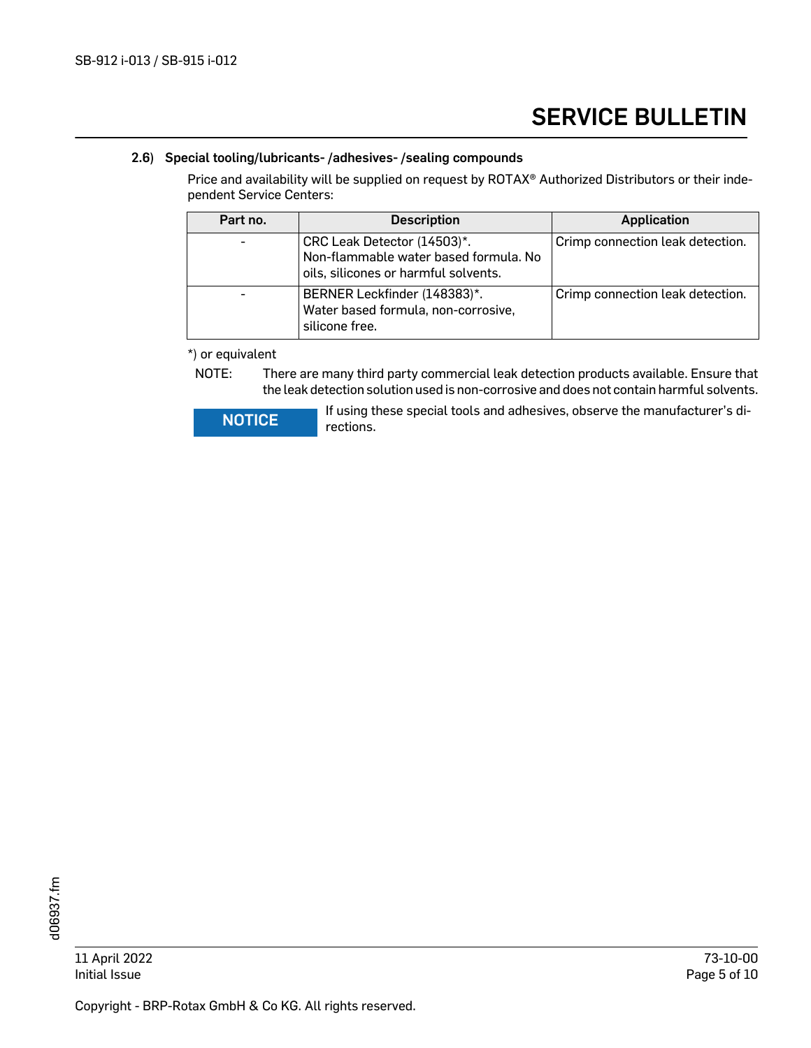### 2.6) Special tooling/lubricants- /adhesives- /sealing compounds

Price and availability will be supplied on request by ROTAX® Authorized Distributors or their independent Service Centers:

| Part no. | Description | Application |
|---|---|---|
| - | CRC Leak Detector (14503)*. Non-flammable water based formula. No oils, silicones or harmful solvents. | Crimp connection leak detection. |
| - | BERNER Leckfinder (148383)*. Water based formula, non-corrosive, silicone free. | Crimp connection leak detection. |

*) or equivalent

NOTE: There are many third party commercial leak detection products available. Ensure that the leak detection solution used is non-corrosive and does not contain harmful solvents.

**NOTICE** If using these special tools and adhesives, observe the manufacturer's directions.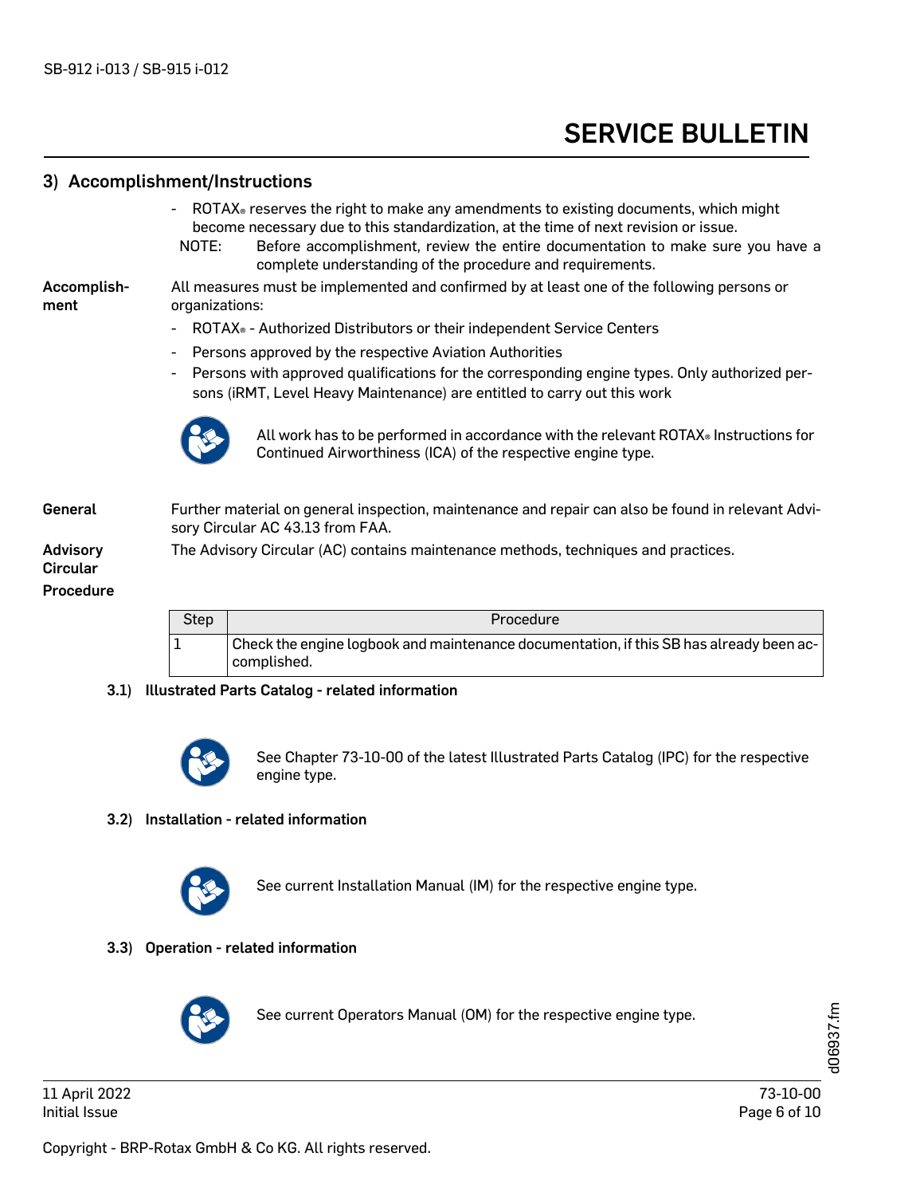## 3) Accomplishment/Instructions

- ROTAX® reserves the right to make any amendments to existing documents, which might become necessary due to this standardization, at the time of next revision or issue.

NOTE: Before accomplishment, review the entire documentation to make sure you have a complete understanding of the procedure and requirements.

**Accomplishment**

All measures must be implemented and confirmed by at least one of the following persons or organizations:

- ROTAX® - Authorized Distributors or their independent Service Centers
- Persons approved by the respective Aviation Authorities
- Persons with approved qualifications for the corresponding engine types. Only authorized persons (iRMT, Level Heavy Maintenance) are entitled to carry out this work

All work has to be performed in accordance with the relevant ROTAX® Instructions for Continued Airworthiness (ICA) of the respective engine type.

**General**

Further material on general inspection, maintenance and repair can also be found in relevant Advisory Circular AC 43.13 from FAA.

**Advisory Circular**

The Advisory Circular (AC) contains maintenance methods, techniques and practices.

**Procedure**

| Step | Procedure |
|---|---|
| 1 | Check the engine logbook and maintenance documentation, if this SB has already been accomplished. |

### 3.1) Illustrated Parts Catalog - related information

See Chapter 73-10-00 of the latest Illustrated Parts Catalog (IPC) for the respective engine type.

### 3.2) Installation - related information

See current Installation Manual (IM) for the respective engine type.

### 3.3) Operation - related information

See current Operators Manual (OM) for the respective engine type.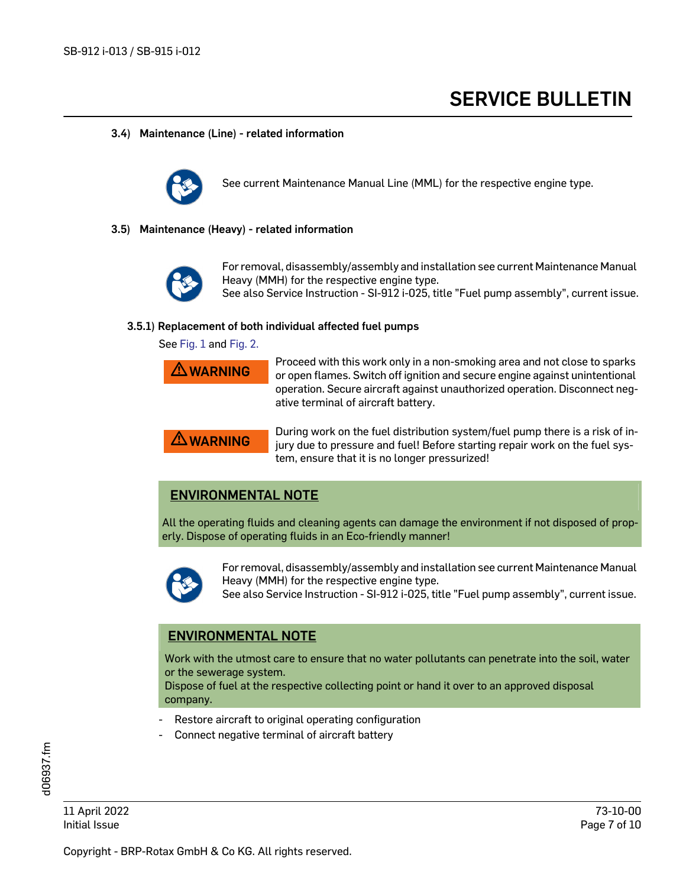### 3.4) Maintenance (Line) - related information

See current Maintenance Manual Line (MML) for the respective engine type.

### 3.5) Maintenance (Heavy) - related information

For removal, disassembly/assembly and installation see current Maintenance Manual Heavy (MMH) for the respective engine type.
See also Service Instruction - SI-912 i-025, title "Fuel pump assembly", current issue.

#### 3.5.1) Replacement of both individual affected fuel pumps

See Fig. 1 and Fig. 2.

**⚠ WARNING**

Proceed with this work only in a non-smoking area and not close to sparks or open flames. Switch off ignition and secure engine against unintentional operation. Secure aircraft against unauthorized operation. Disconnect negative terminal of aircraft battery.

**⚠ WARNING**

During work on the fuel distribution system/fuel pump there is a risk of injury due to pressure and fuel! Before starting repair work on the fuel system, ensure that it is no longer pressurized!

**ENVIRONMENTAL NOTE**

All the operating fluids and cleaning agents can damage the environment if not disposed of properly. Dispose of operating fluids in an Eco-friendly manner!

For removal, disassembly/assembly and installation see current Maintenance Manual Heavy (MMH) for the respective engine type.
See also Service Instruction - SI-912 i-025, title "Fuel pump assembly", current issue.

**ENVIRONMENTAL NOTE**

Work with the utmost care to ensure that no water pollutants can penetrate into the soil, water or the sewerage system.
Dispose of fuel at the respective collecting point or hand it over to an approved disposal company.

- Restore aircraft to original operating configuration
- Connect negative terminal of aircraft battery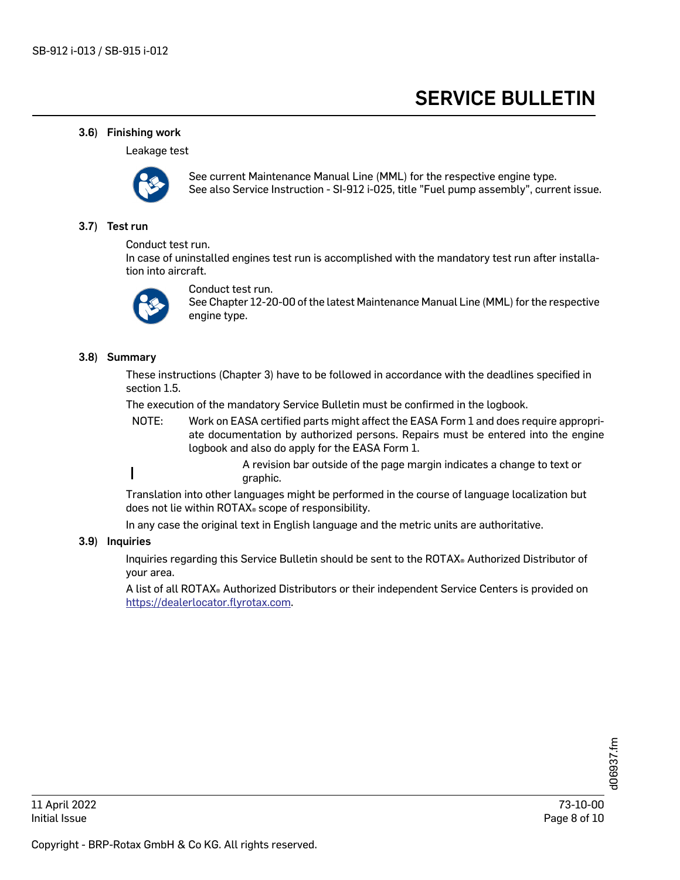### 3.6) Finishing work

Leakage test

See current Maintenance Manual Line (MML) for the respective engine type.
See also Service Instruction - SI-912 i-025, title "Fuel pump assembly", current issue.

### 3.7) Test run

Conduct test run.
In case of uninstalled engines test run is accomplished with the mandatory test run after installation into aircraft.

Conduct test run.
See Chapter 12-20-00 of the latest Maintenance Manual Line (MML) for the respective engine type.

### 3.8) Summary

These instructions (Chapter 3) have to be followed in accordance with the deadlines specified in section 1.5.

The execution of the mandatory Service Bulletin must be confirmed in the logbook.

NOTE: Work on EASA certified parts might affect the EASA Form 1 and does require appropriate documentation by authorized persons. Repairs must be entered into the engine logbook and also do apply for the EASA Form 1.

A revision bar outside of the page margin indicates a change to text or graphic.

Translation into other languages might be performed in the course of language localization but does not lie within ROTAX® scope of responsibility.

In any case the original text in English language and the metric units are authoritative.

### 3.9) Inquiries

Inquiries regarding this Service Bulletin should be sent to the ROTAX® Authorized Distributor of your area.

A list of all ROTAX® Authorized Distributors or their independent Service Centers is provided on https://dealerlocator.flyrotax.com.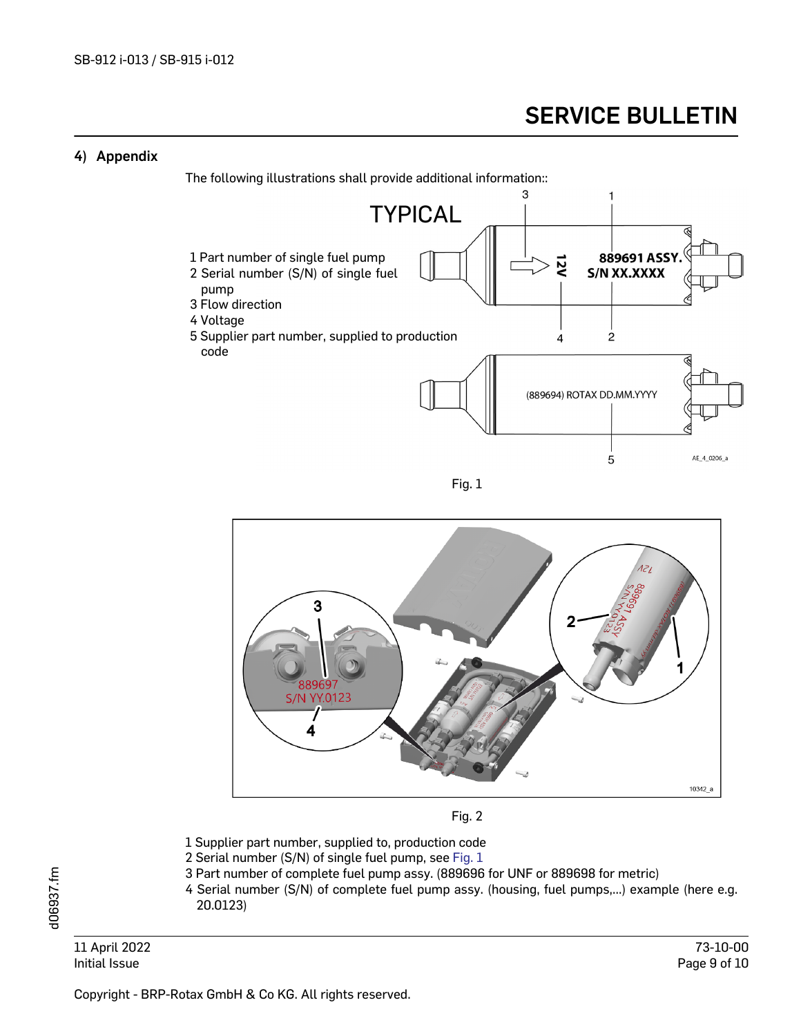## 4) Appendix

The following illustrations shall provide additional information::

TYPICAL

1 Part number of single fuel pump
2 Serial number (S/N) of single fuel pump
3 Flow direction
4 Voltage
5 Supplier part number, supplied to production code

Fig. 1

Fig. 2

1 Supplier part number, supplied to, production code
2 Serial number (S/N) of single fuel pump, see Fig. 1
3 Part number of complete fuel pump assy. (889696 for UNF or 889698 for metric)
4 Serial number (S/N) of complete fuel pump assy. (housing, fuel pumps,...) example (here e.g. 20.0123)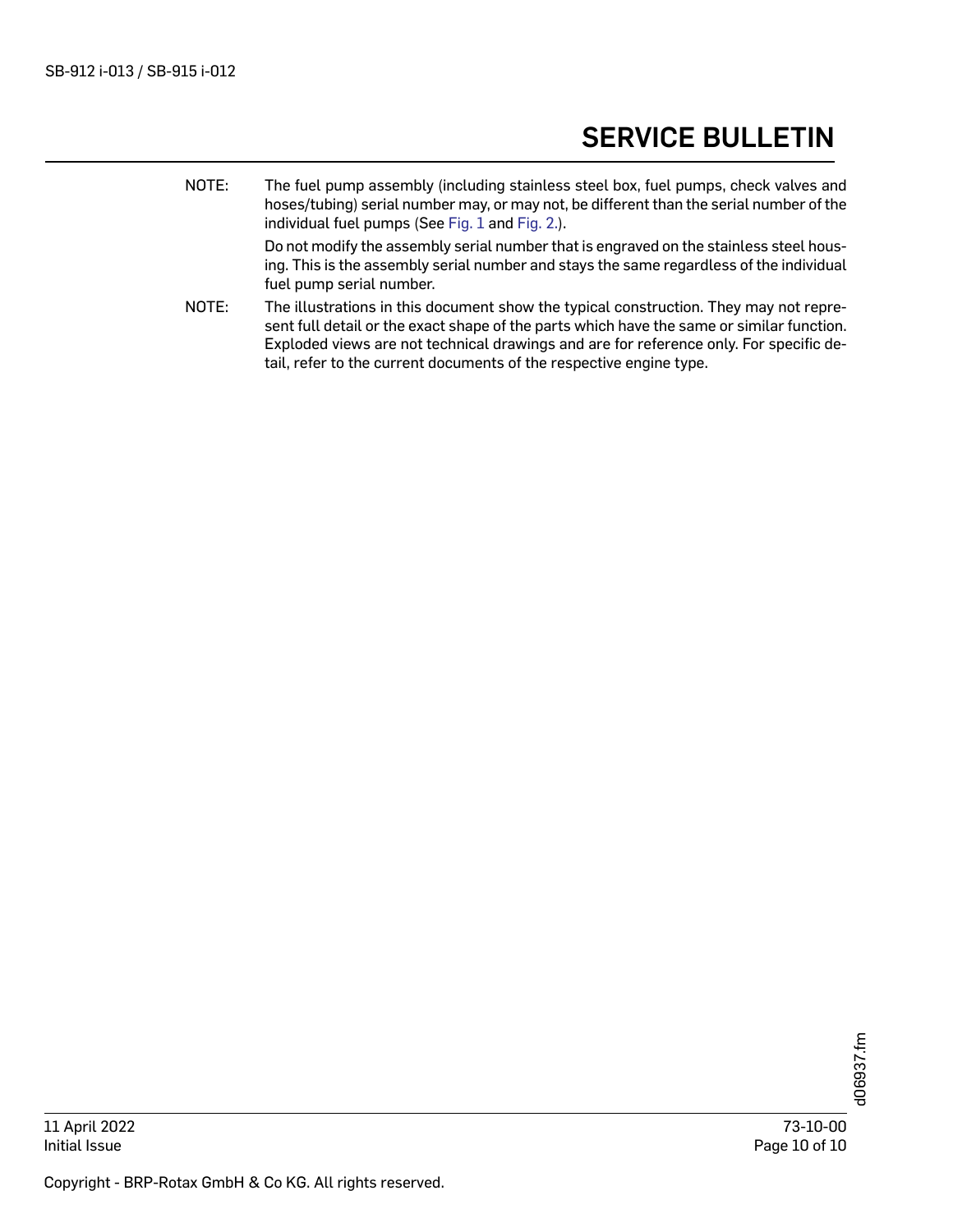NOTE: The fuel pump assembly (including stainless steel box, fuel pumps, check valves and hoses/tubing) serial number may, or may not, be different than the serial number of the individual fuel pumps (See Fig. 1 and Fig. 2.).

Do not modify the assembly serial number that is engraved on the stainless steel housing. This is the assembly serial number and stays the same regardless of the individual fuel pump serial number.

NOTE: The illustrations in this document show the typical construction. They may not represent full detail or the exact shape of the parts which have the same or similar function. Exploded views are not technical drawings and are for reference only. For specific detail, refer to the current documents of the respective engine type.